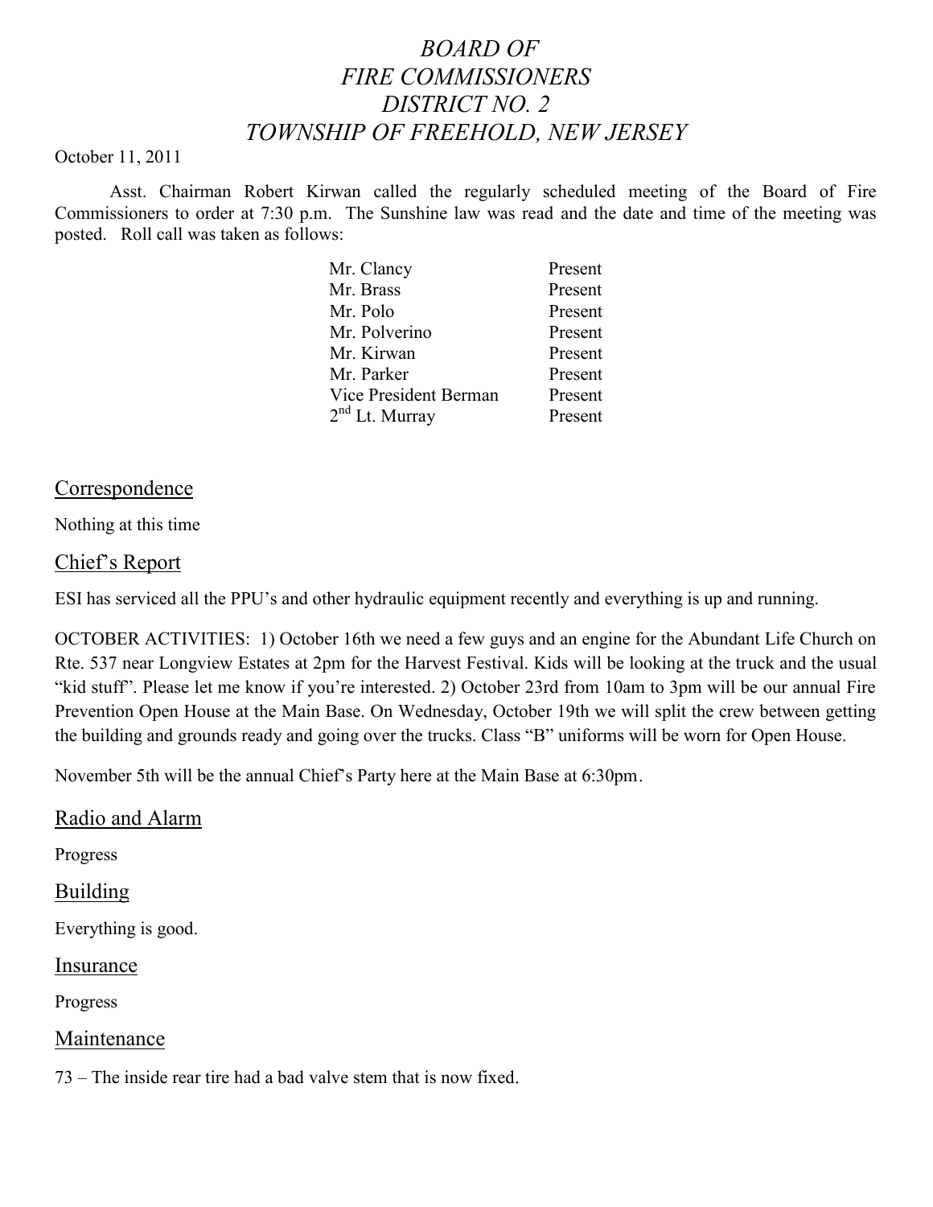# *BOARD OF FIRE COMMISSIONERS DISTRICT NO. 2 TOWNSHIP OF FREEHOLD, NEW JERSEY*

October 11, 2011

Asst. Chairman Robert Kirwan called the regularly scheduled meeting of the Board of Fire Commissioners to order at 7:30 p.m. The Sunshine law was read and the date and time of the meeting was posted. Roll call was taken as follows:

| | |
|---|---|
| Mr. Clancy | Present |
| Mr. Brass | Present |
| Mr. Polo | Present |
| Mr. Polverino | Present |
| Mr. Kirwan | Present |
| Mr. Parker | Present |
| Vice President Berman | Present |
| 2nd Lt. Murray | Present |

## Correspondence

Nothing at this time

## Chief's Report

ESI has serviced all the PPU's and other hydraulic equipment recently and everything is up and running.

OCTOBER ACTIVITIES: 1) October 16th we need a few guys and an engine for the Abundant Life Church on Rte. 537 near Longview Estates at 2pm for the Harvest Festival. Kids will be looking at the truck and the usual "kid stuff". Please let me know if you're interested. 2) October 23rd from 10am to 3pm will be our annual Fire Prevention Open House at the Main Base. On Wednesday, October 19th we will split the crew between getting the building and grounds ready and going over the trucks. Class "B" uniforms will be worn for Open House.

November 5th will be the annual Chief's Party here at the Main Base at 6:30pm.

## Radio and Alarm

Progress

## Building

Everything is good.

## Insurance

Progress

## Maintenance

73 – The inside rear tire had a bad valve stem that is now fixed.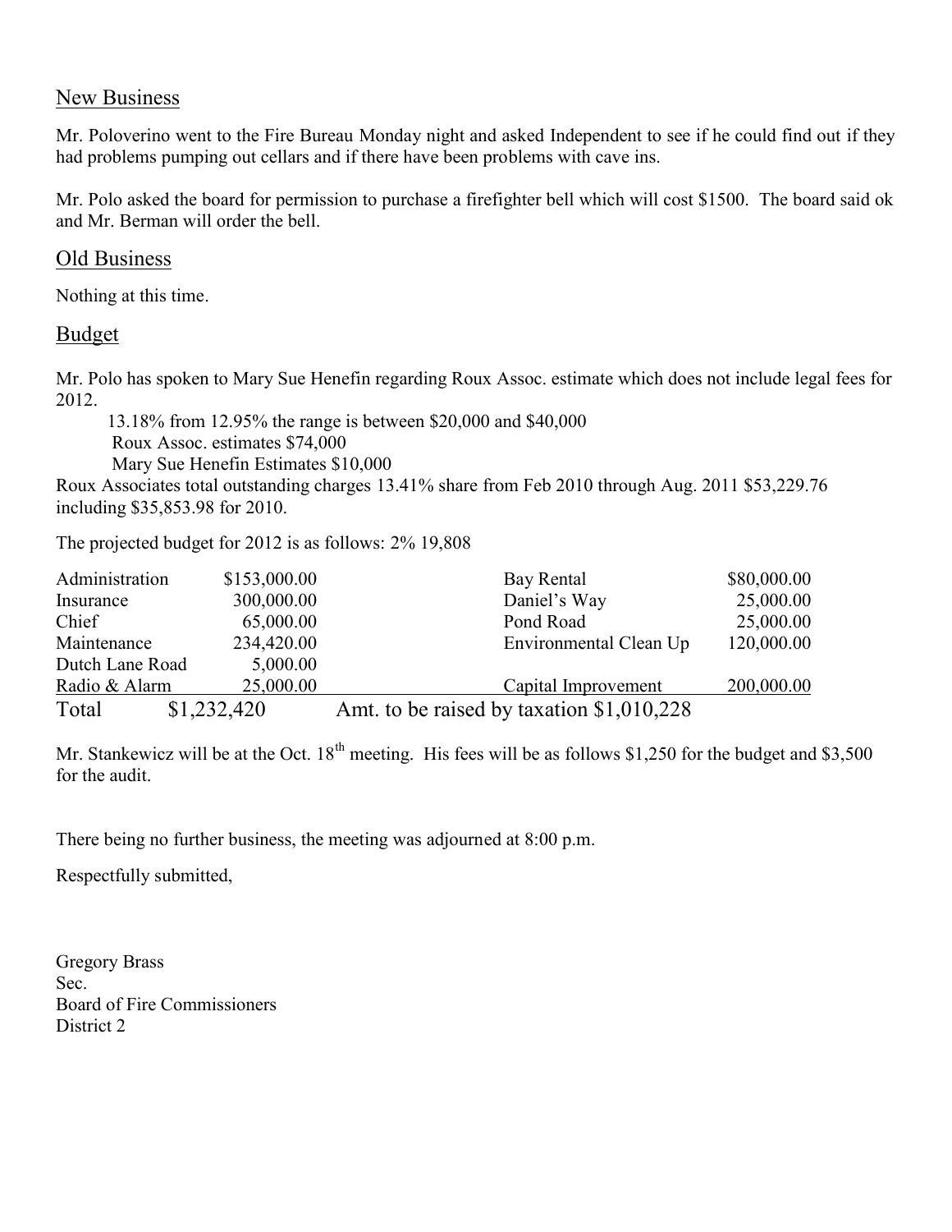## New Business

Mr. Poloverino went to the Fire Bureau Monday night and asked Independent to see if he could find out if they had problems pumping out cellars and if there have been problems with cave ins.

Mr. Polo asked the board for permission to purchase a firefighter bell which will cost $1500. The board said ok and Mr. Berman will order the bell.

## Old Business

Nothing at this time.

## Budget

Mr. Polo has spoken to Mary Sue Henefin regarding Roux Assoc. estimate which does not include legal fees for 2012.

13.18% from 12.95% the range is between $20,000 and $40,000
Roux Assoc. estimates $74,000
Mary Sue Henefin Estimates $10,000

Roux Associates total outstanding charges 13.41% share from Feb 2010 through Aug. 2011 $53,229.76 including $35,853.98 for 2010.

The projected budget for 2012 is as follows: 2% 19,808

| | | | |
|---|---|---|---|
| Administration | $153,000.00 | Bay Rental | $80,000.00 |
| Insurance | 300,000.00 | Daniel's Way | 25,000.00 |
| Chief | 65,000.00 | Pond Road | 25,000.00 |
| Maintenance | 234,420.00 | Environmental Clean Up | 120,000.00 |
| Dutch Lane Road | 5,000.00 | | |
| Radio & Alarm | 25,000.00 | Capital Improvement | 200,000.00 |
| Total | $1,232,420 | Amt. to be raised by taxation $1,010,228 | |

Mr. Stankewicz will be at the Oct. 18th meeting. His fees will be as follows $1,250 for the budget and $3,500 for the audit.

There being no further business, the meeting was adjourned at 8:00 p.m.

Respectfully submitted,

Gregory Brass
Sec.
Board of Fire Commissioners
District 2